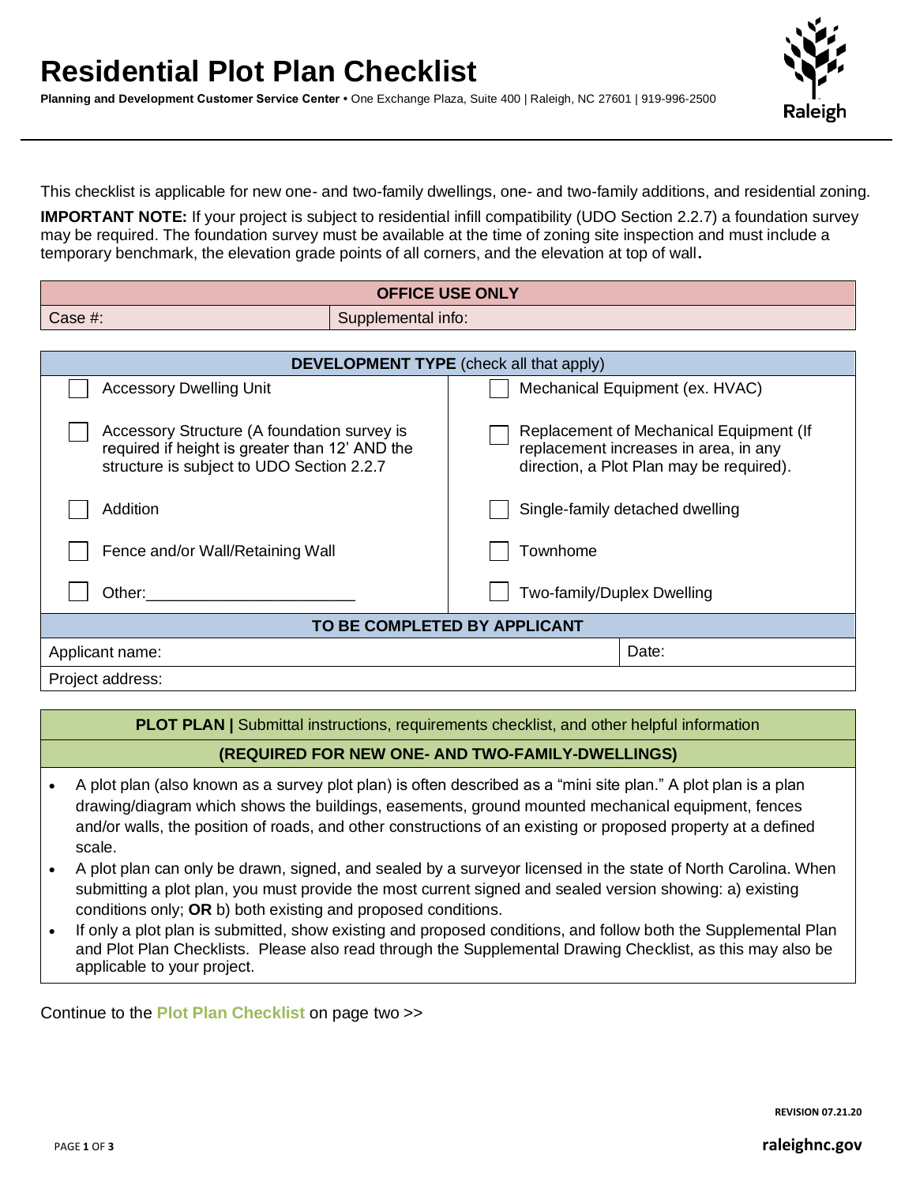# Residential Plot Plan Checklist

**Planning and Development Customer Service Center** • One Exchange Plaza, Suite 400 | Raleigh, NC 27601 | 919-996-2500

This checklist is applicable for new one- and two-family dwellings, one- and two-family additions, and residential zoning.

**IMPORTANT NOTE:** If your project is subject to residential infill compatibility (UDO Section 2.2.7) a foundation survey may be required. The foundation survey must be available at the time of zoning site inspection and must include a temporary benchmark, the elevation grade points of all corners, and the elevation at top of wall.

| **OFFICE USE ONLY** | |
|---|---|
| Case #: | Supplemental info: |

| **DEVELOPMENT TYPE** (check all that apply) | |
|---|---|
| ☐ Accessory Dwelling Unit | ☐ Mechanical Equipment (ex. HVAC) |
| ☐ Accessory Structure (A foundation survey is required if height is greater than 12' AND the structure is subject to UDO Section 2.2.7 | ☐ Replacement of Mechanical Equipment (If replacement increases in area, in any direction, a Plot Plan may be required). |
| ☐ Addition | ☐ Single-family detached dwelling |
| ☐ Fence and/or Wall/Retaining Wall | ☐ Townhome |
| ☐ Other:________________________ | ☐ Two-family/Duplex Dwelling |

| **TO BE COMPLETED BY APPLICANT** | |
|---|---|
| Applicant name: | Date: |
| Project address: | |

**PLOT PLAN |** Submittal instructions, requirements checklist, and other helpful information

**(REQUIRED FOR NEW ONE- AND TWO-FAMILY-DWELLINGS)**

- A plot plan (also known as a survey plot plan) is often described as a "mini site plan." A plot plan is a plan drawing/diagram which shows the buildings, easements, ground mounted mechanical equipment, fences and/or walls, the position of roads, and other constructions of an existing or proposed property at a defined scale.
- A plot plan can only be drawn, signed, and sealed by a surveyor licensed in the state of North Carolina. When submitting a plot plan, you must provide the most current signed and sealed version showing: a) existing conditions only; **OR** b) both existing and proposed conditions.
- If only a plot plan is submitted, show existing and proposed conditions, and follow both the Supplemental Plan and Plot Plan Checklists. Please also read through the Supplemental Drawing Checklist, as this may also be applicable to your project.

Continue to the **Plot Plan Checklist** on page two >>

REVISION 07.21.20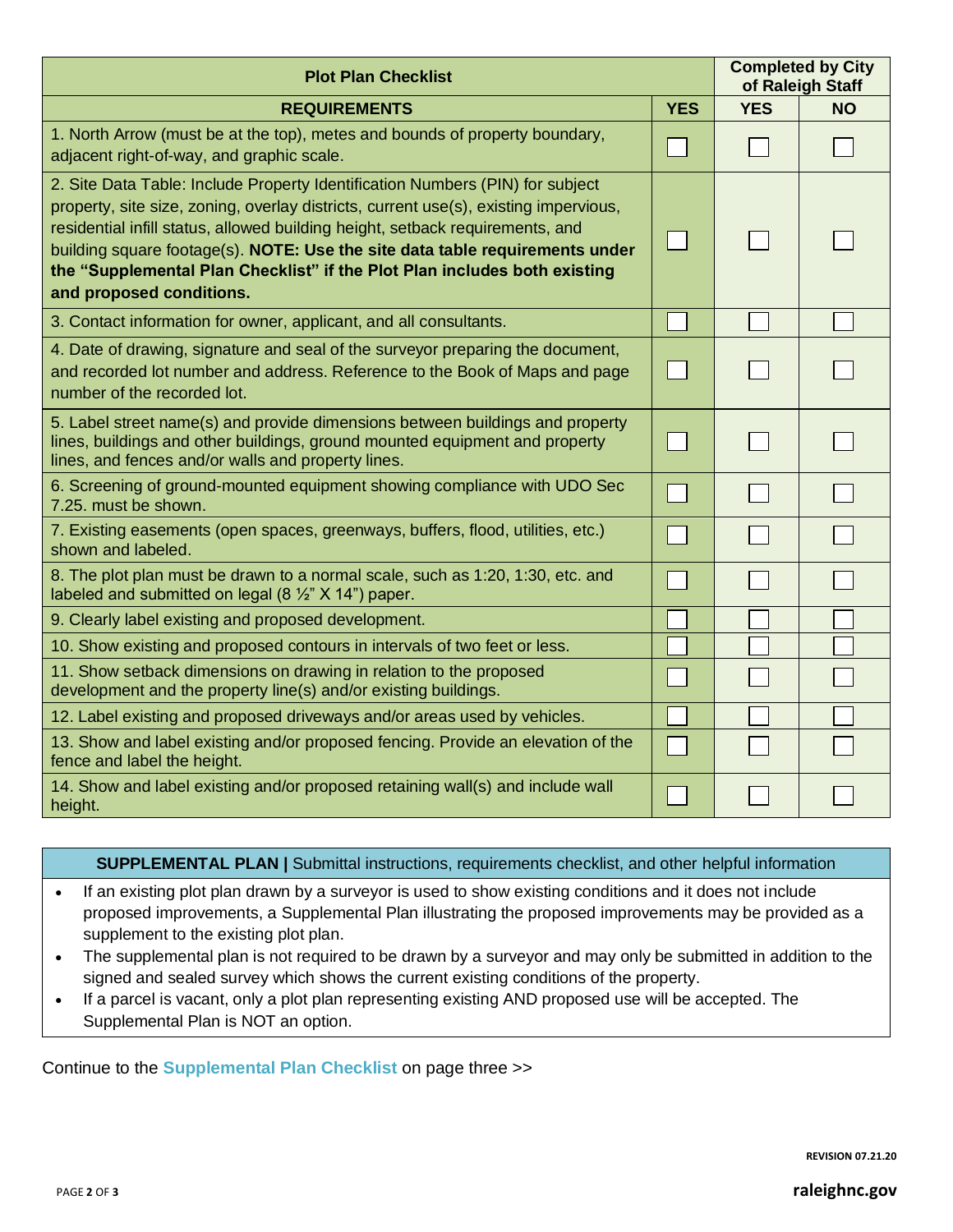| Plot Plan Checklist | | Completed by City of Raleigh Staff | |
|---|---|---|---|
| **REQUIREMENTS** | **YES** | **YES** | **NO** |
| 1. North Arrow (must be at the top), metes and bounds of property boundary, adjacent right-of-way, and graphic scale. | ☐ | ☐ | ☐ |
| 2. Site Data Table: Include Property Identification Numbers (PIN) for subject property, site size, zoning, overlay districts, current use(s), existing impervious, residential infill status, allowed building height, setback requirements, and building square footage(s). **NOTE: Use the site data table requirements under the "Supplemental Plan Checklist" if the Plot Plan includes both existing and proposed conditions.** | ☐ | ☐ | ☐ |
| 3. Contact information for owner, applicant, and all consultants. | ☐ | ☐ | ☐ |
| 4. Date of drawing, signature and seal of the surveyor preparing the document, and recorded lot number and address. Reference to the Book of Maps and page number of the recorded lot. | ☐ | ☐ | ☐ |
| 5. Label street name(s) and provide dimensions between buildings and property lines, buildings and other buildings, ground mounted equipment and property lines, and fences and/or walls and property lines. | ☐ | ☐ | ☐ |
| 6. Screening of ground-mounted equipment showing compliance with UDO Sec 7.25. must be shown. | ☐ | ☐ | ☐ |
| 7. Existing easements (open spaces, greenways, buffers, flood, utilities, etc.) shown and labeled. | ☐ | ☐ | ☐ |
| 8. The plot plan must be drawn to a normal scale, such as 1:20, 1:30, etc. and labeled and submitted on legal (8 ½" X 14") paper. | ☐ | ☐ | ☐ |
| 9. Clearly label existing and proposed development. | ☐ | ☐ | ☐ |
| 10. Show existing and proposed contours in intervals of two feet or less. | ☐ | ☐ | ☐ |
| 11. Show setback dimensions on drawing in relation to the proposed development and the property line(s) and/or existing buildings. | ☐ | ☐ | ☐ |
| 12. Label existing and proposed driveways and/or areas used by vehicles. | ☐ | ☐ | ☐ |
| 13. Show and label existing and/or proposed fencing. Provide an elevation of the fence and label the height. | ☐ | ☐ | ☐ |
| 14. Show and label existing and/or proposed retaining wall(s) and include wall height. | ☐ | ☐ | ☐ |

**SUPPLEMENTAL PLAN |** Submittal instructions, requirements checklist, and other helpful information

- If an existing plot plan drawn by a surveyor is used to show existing conditions and it does not include proposed improvements, a Supplemental Plan illustrating the proposed improvements may be provided as a supplement to the existing plot plan.
- The supplemental plan is not required to be drawn by a surveyor and may only be submitted in addition to the signed and sealed survey which shows the current existing conditions of the property.
- If a parcel is vacant, only a plot plan representing existing AND proposed use will be accepted. The Supplemental Plan is NOT an option.

Continue to the **Supplemental Plan Checklist** on page three >>

REVISION 07.21.20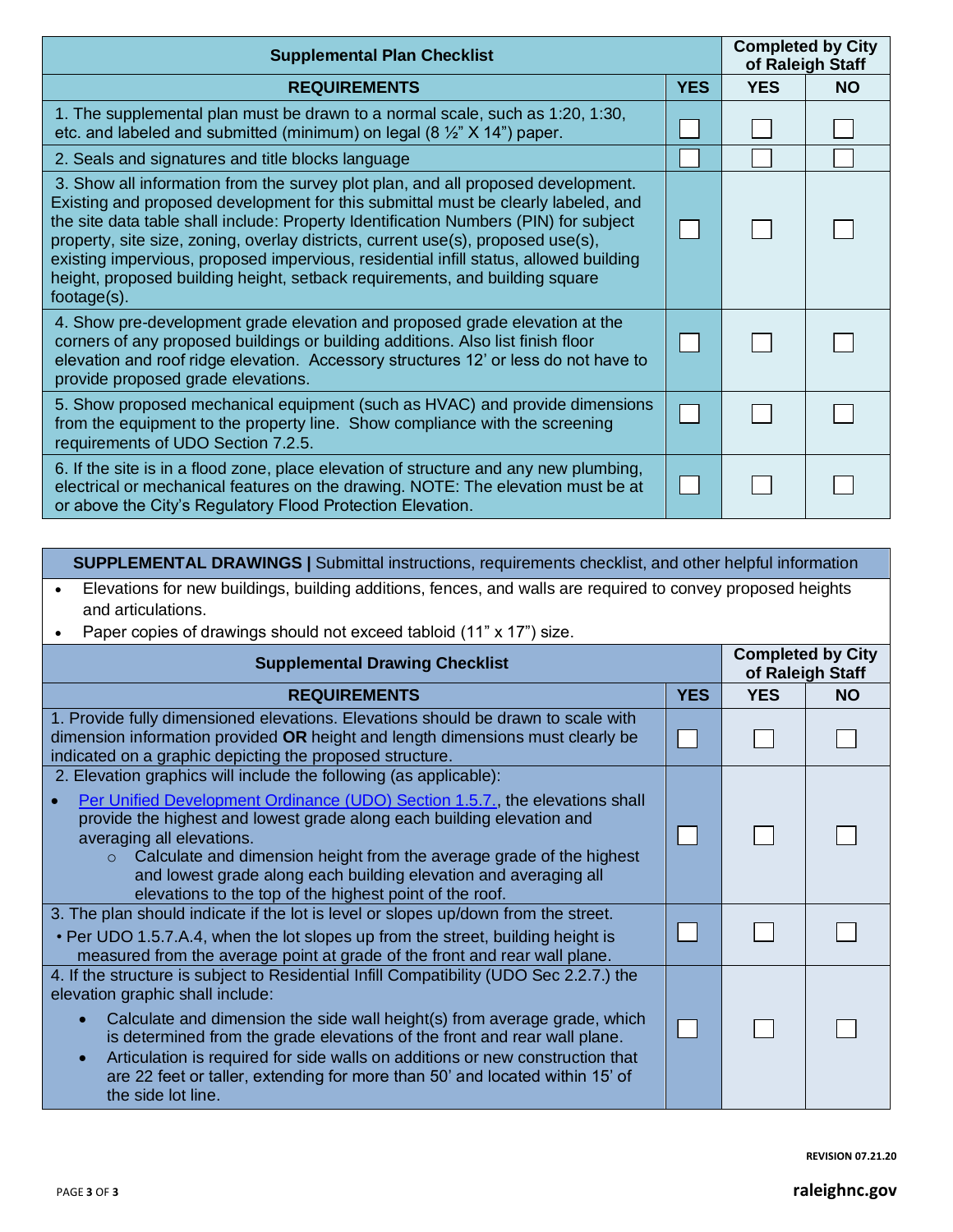| Supplemental Plan Checklist | | Completed by City of Raleigh Staff | |
|---|---|---|---|
| **REQUIREMENTS** | **YES** | **YES** | **NO** |
| 1. The supplemental plan must be drawn to a normal scale, such as 1:20, 1:30, etc. and labeled and submitted (minimum) on legal (8 ½" X 14") paper. | ☐ | ☐ | ☐ |
| 2. Seals and signatures and title blocks language | ☐ | ☐ | ☐ |
| 3. Show all information from the survey plot plan, and all proposed development. Existing and proposed development for this submittal must be clearly labeled, and the site data table shall include: Property Identification Numbers (PIN) for subject property, site size, zoning, overlay districts, current use(s), proposed use(s), existing impervious, proposed impervious, residential infill status, allowed building height, proposed building height, setback requirements, and building square footage(s). | ☐ | ☐ | ☐ |
| 4. Show pre-development grade elevation and proposed grade elevation at the corners of any proposed buildings or building additions. Also list finish floor elevation and roof ridge elevation. Accessory structures 12' or less do not have to provide proposed grade elevations. | ☐ | ☐ | ☐ |
| 5. Show proposed mechanical equipment (such as HVAC) and provide dimensions from the equipment to the property line. Show compliance with the screening requirements of UDO Section 7.2.5. | ☐ | ☐ | ☐ |
| 6. If the site is in a flood zone, place elevation of structure and any new plumbing, electrical or mechanical features on the drawing. NOTE: The elevation must be at or above the City's Regulatory Flood Protection Elevation. | ☐ | ☐ | ☐ |

**SUPPLEMENTAL DRAWINGS |** Submittal instructions, requirements checklist, and other helpful information

- Elevations for new buildings, building additions, fences, and walls are required to convey proposed heights and articulations.
- Paper copies of drawings should not exceed tabloid (11" x 17") size.

| Supplemental Drawing Checklist | | Completed by City of Raleigh Staff | |
|---|---|---|---|
| **REQUIREMENTS** | **YES** | **YES** | **NO** |
| 1. Provide fully dimensioned elevations. Elevations should be drawn to scale with dimension information provided **OR** height and length dimensions must clearly be indicated on a graphic depicting the proposed structure. | ☐ | ☐ | ☐ |
| 2. Elevation graphics will include the following (as applicable): <br>• Per Unified Development Ordinance (UDO) Section 1.5.7., the elevations shall provide the highest and lowest grade along each building elevation and averaging all elevations. <br>  ○ Calculate and dimension height from the average grade of the highest and lowest grade along each building elevation and averaging all elevations to the top of the highest point of the roof. | ☐ | ☐ | ☐ |
| 3. The plan should indicate if the lot is level or slopes up/down from the street. <br>• Per UDO 1.5.7.A.4, when the lot slopes up from the street, building height is measured from the average point at grade of the front and rear wall plane. | ☐ | ☐ | ☐ |
| 4. If the structure is subject to Residential Infill Compatibility (UDO Sec 2.2.7.) the elevation graphic shall include: <br>• Calculate and dimension the side wall height(s) from average grade, which is determined from the grade elevations of the front and rear wall plane. <br>• Articulation is required for side walls on additions or new construction that are 22 feet or taller, extending for more than 50' and located within 15' of the side lot line. | ☐ | ☐ | ☐ |

REVISION 07.21.20

raleighnc.gov